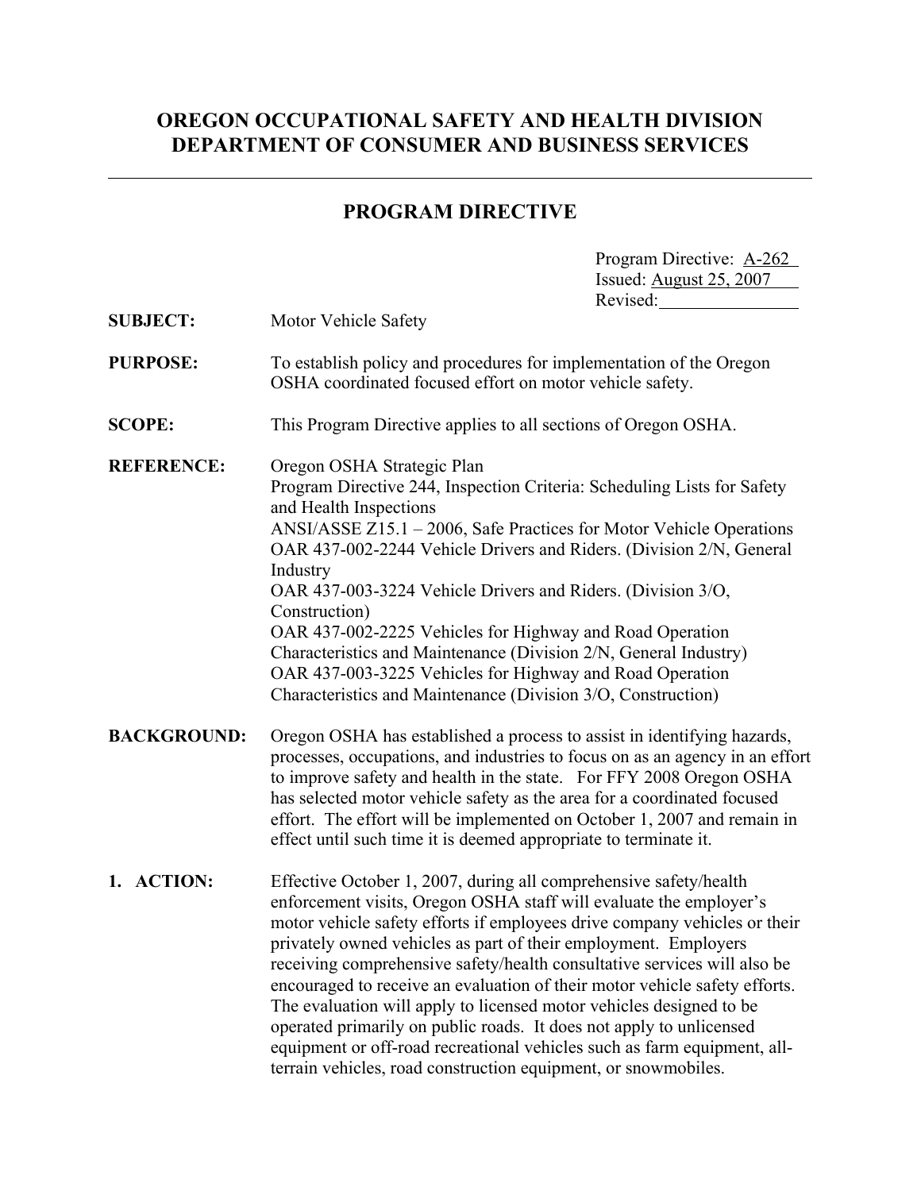# OREGON OCCUPATIONAL SAFETY AND HEALTH DIVISION
# DEPARTMENT OF CONSUMER AND BUSINESS SERVICES

---

## PROGRAM DIRECTIVE

Program Directive: A-262
Issued: August 25, 2007
Revised:

**SUBJECT:** Motor Vehicle Safety

**PURPOSE:** To establish policy and procedures for implementation of the Oregon OSHA coordinated focused effort on motor vehicle safety.

**SCOPE:** This Program Directive applies to all sections of Oregon OSHA.

**REFERENCE:**
Oregon OSHA Strategic Plan
Program Directive 244, Inspection Criteria: Scheduling Lists for Safety and Health Inspections
ANSI/ASSE Z15.1 – 2006, Safe Practices for Motor Vehicle Operations
OAR 437-002-2244 Vehicle Drivers and Riders. (Division 2/N, General Industry
OAR 437-003-3224 Vehicle Drivers and Riders. (Division 3/O, Construction)
OAR 437-002-2225 Vehicles for Highway and Road Operation Characteristics and Maintenance (Division 2/N, General Industry)
OAR 437-003-3225 Vehicles for Highway and Road Operation Characteristics and Maintenance (Division 3/O, Construction)

**BACKGROUND:** Oregon OSHA has established a process to assist in identifying hazards, processes, occupations, and industries to focus on as an agency in an effort to improve safety and health in the state. For FFY 2008 Oregon OSHA has selected motor vehicle safety as the area for a coordinated focused effort. The effort will be implemented on October 1, 2007 and remain in effect until such time it is deemed appropriate to terminate it.

**1. ACTION:** Effective October 1, 2007, during all comprehensive safety/health enforcement visits, Oregon OSHA staff will evaluate the employer's motor vehicle safety efforts if employees drive company vehicles or their privately owned vehicles as part of their employment. Employers receiving comprehensive safety/health consultative services will also be encouraged to receive an evaluation of their motor vehicle safety efforts. The evaluation will apply to licensed motor vehicles designed to be operated primarily on public roads. It does not apply to unlicensed equipment or off-road recreational vehicles such as farm equipment, all-terrain vehicles, road construction equipment, or snowmobiles.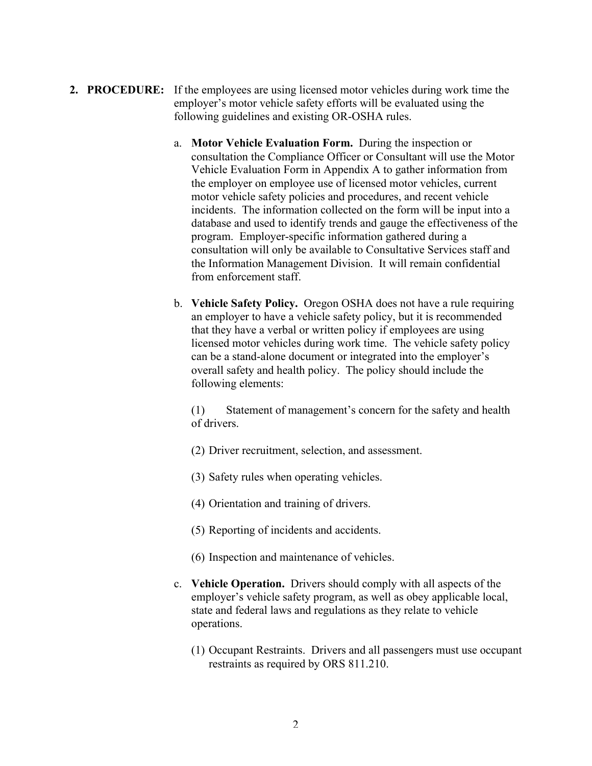**2. PROCEDURE:** If the employees are using licensed motor vehicles during work time the employer's motor vehicle safety efforts will be evaluated using the following guidelines and existing OR-OSHA rules.

a. **Motor Vehicle Evaluation Form.** During the inspection or consultation the Compliance Officer or Consultant will use the Motor Vehicle Evaluation Form in Appendix A to gather information from the employer on employee use of licensed motor vehicles, current motor vehicle safety policies and procedures, and recent vehicle incidents. The information collected on the form will be input into a database and used to identify trends and gauge the effectiveness of the program. Employer-specific information gathered during a consultation will only be available to Consultative Services staff and the Information Management Division. It will remain confidential from enforcement staff.

b. **Vehicle Safety Policy.** Oregon OSHA does not have a rule requiring an employer to have a vehicle safety policy, but it is recommended that they have a verbal or written policy if employees are using licensed motor vehicles during work time. The vehicle safety policy can be a stand-alone document or integrated into the employer's overall safety and health policy. The policy should include the following elements:

(1) Statement of management's concern for the safety and health of drivers.

(2) Driver recruitment, selection, and assessment.

(3) Safety rules when operating vehicles.

(4) Orientation and training of drivers.

(5) Reporting of incidents and accidents.

(6) Inspection and maintenance of vehicles.

c. **Vehicle Operation.** Drivers should comply with all aspects of the employer's vehicle safety program, as well as obey applicable local, state and federal laws and regulations as they relate to vehicle operations.

(1) Occupant Restraints. Drivers and all passengers must use occupant restraints as required by ORS 811.210.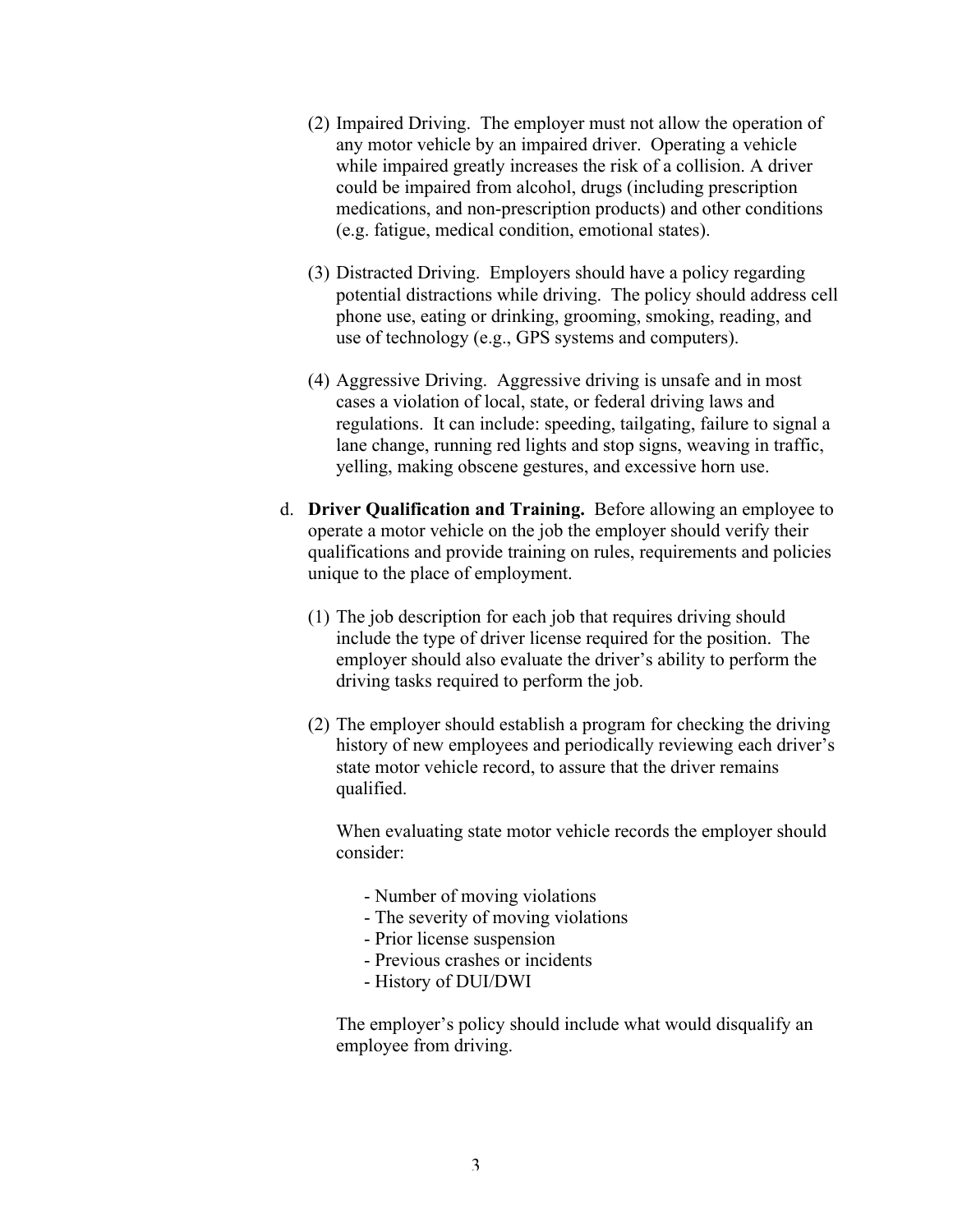(2) Impaired Driving. The employer must not allow the operation of any motor vehicle by an impaired driver. Operating a vehicle while impaired greatly increases the risk of a collision. A driver could be impaired from alcohol, drugs (including prescription medications, and non-prescription products) and other conditions (e.g. fatigue, medical condition, emotional states).

(3) Distracted Driving. Employers should have a policy regarding potential distractions while driving. The policy should address cell phone use, eating or drinking, grooming, smoking, reading, and use of technology (e.g., GPS systems and computers).

(4) Aggressive Driving. Aggressive driving is unsafe and in most cases a violation of local, state, or federal driving laws and regulations. It can include: speeding, tailgating, failure to signal a lane change, running red lights and stop signs, weaving in traffic, yelling, making obscene gestures, and excessive horn use.

d. **Driver Qualification and Training.** Before allowing an employee to operate a motor vehicle on the job the employer should verify their qualifications and provide training on rules, requirements and policies unique to the place of employment.

(1) The job description for each job that requires driving should include the type of driver license required for the position. The employer should also evaluate the driver's ability to perform the driving tasks required to perform the job.

(2) The employer should establish a program for checking the driving history of new employees and periodically reviewing each driver's state motor vehicle record, to assure that the driver remains qualified.

When evaluating state motor vehicle records the employer should consider:

- Number of moving violations
- The severity of moving violations
- Prior license suspension
- Previous crashes or incidents
- History of DUI/DWI

The employer's policy should include what would disqualify an employee from driving.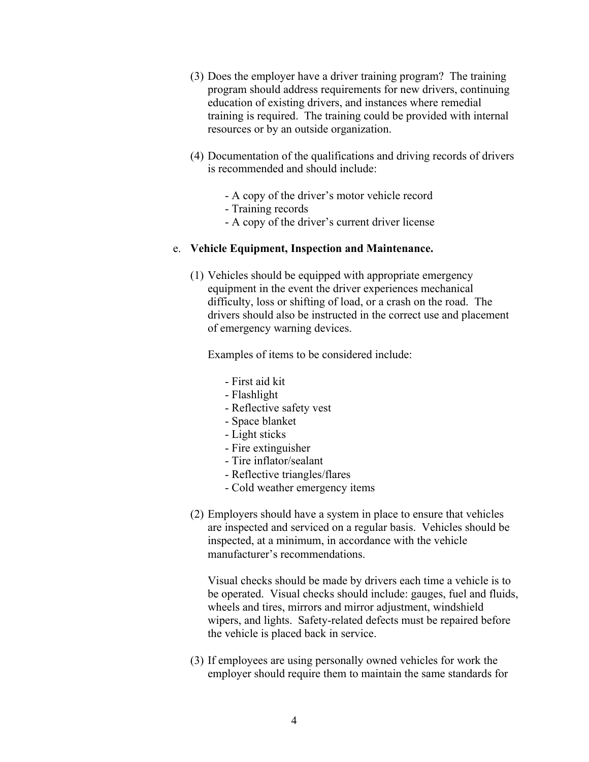(3) Does the employer have a driver training program? The training program should address requirements for new drivers, continuing education of existing drivers, and instances where remedial training is required. The training could be provided with internal resources or by an outside organization.

(4) Documentation of the qualifications and driving records of drivers is recommended and should include:

- A copy of the driver's motor vehicle record
- Training records
- A copy of the driver's current driver license

e. **Vehicle Equipment, Inspection and Maintenance.**

(1) Vehicles should be equipped with appropriate emergency equipment in the event the driver experiences mechanical difficulty, loss or shifting of load, or a crash on the road. The drivers should also be instructed in the correct use and placement of emergency warning devices.

Examples of items to be considered include:

- First aid kit
- Flashlight
- Reflective safety vest
- Space blanket
- Light sticks
- Fire extinguisher
- Tire inflator/sealant
- Reflective triangles/flares
- Cold weather emergency items

(2) Employers should have a system in place to ensure that vehicles are inspected and serviced on a regular basis. Vehicles should be inspected, at a minimum, in accordance with the vehicle manufacturer's recommendations.

Visual checks should be made by drivers each time a vehicle is to be operated. Visual checks should include: gauges, fuel and fluids, wheels and tires, mirrors and mirror adjustment, windshield wipers, and lights. Safety-related defects must be repaired before the vehicle is placed back in service.

(3) If employees are using personally owned vehicles for work the employer should require them to maintain the same standards for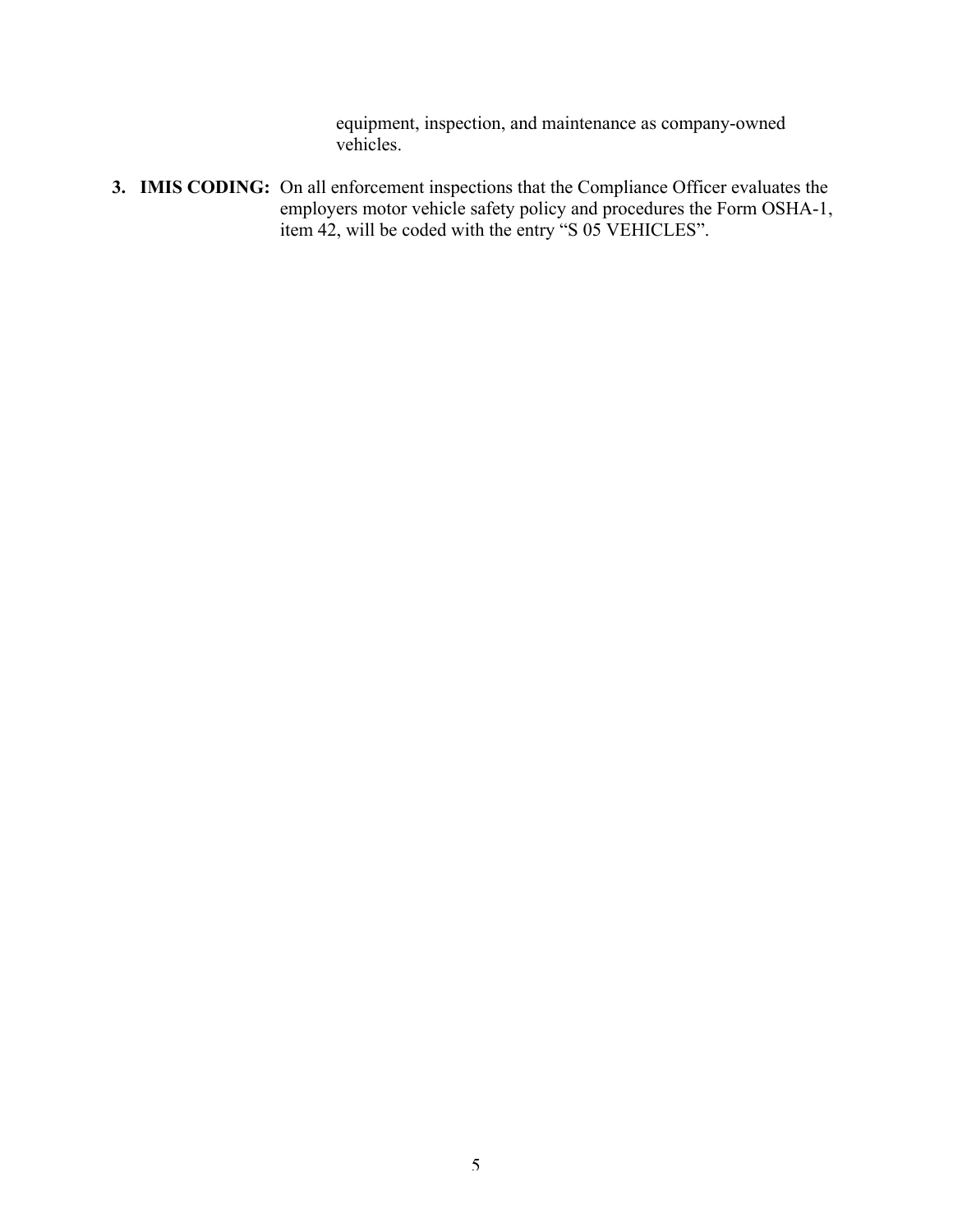equipment, inspection, and maintenance as company-owned vehicles.

3. **IMIS CODING:** On all enforcement inspections that the Compliance Officer evaluates the employers motor vehicle safety policy and procedures the Form OSHA-1, item 42, will be coded with the entry “S 05 VEHICLES”.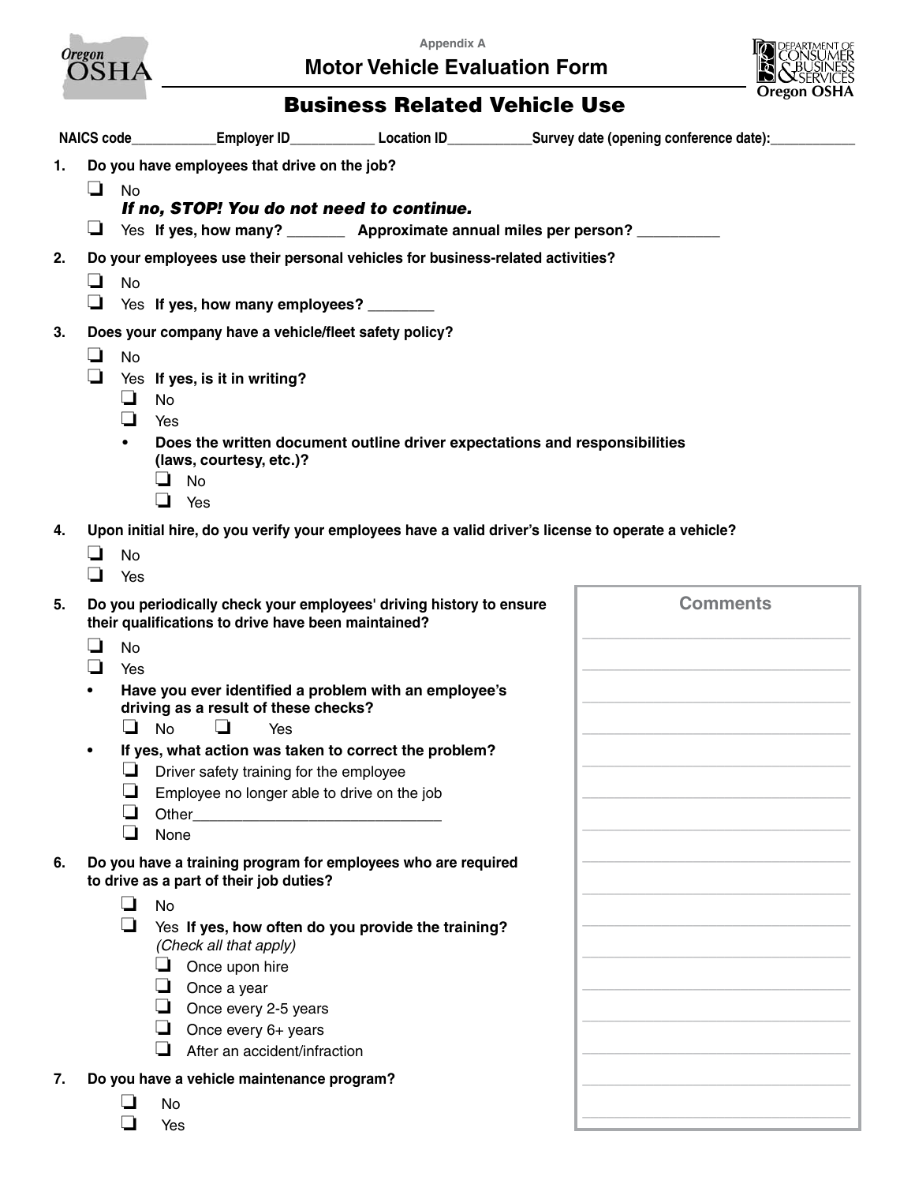Appendix A

# Motor Vehicle Evaluation Form

## Business Related Vehicle Use

NAICS code____________ Employer ID____________ Location ID____________ Survey date (opening conference date):____________

**1. Do you have employees that drive on the job?**

- ❑ No

  ***If no, STOP! You do not need to continue.***
- ❑ Yes **If yes, how many? _______ Approximate annual miles per person? __________**

**2. Do your employees use their personal vehicles for business-related activities?**

- ❑ No
- ❑ Yes **If yes, how many employees? ________**

**3. Does your company have a vehicle/fleet safety policy?**

- ❑ No
- ❑ Yes **If yes, is it in writing?**
  - ❑ No
  - ❑ Yes
  - **Does the written document outline driver expectations and responsibilities (laws, courtesy, etc.)?**
    - ❑ No
    - ❑ Yes

**4. Upon initial hire, do you verify your employees have a valid driver's license to operate a vehicle?**

- ❑ No
- ❑ Yes

**5. Do you periodically check your employees' driving history to ensure their qualifications to drive have been maintained?**

- ❑ No
- ❑ Yes
- **Have you ever identified a problem with an employee's driving as a result of these checks?**

  ❑ No ❑ Yes
- **If yes, what action was taken to correct the problem?**
  - ❑ Driver safety training for the employee
  - ❑ Employee no longer able to drive on the job
  - ❑ Other_______________________________
  - ❑ None

**6. Do you have a training program for employees who are required to drive as a part of their job duties?**

- ❑ No
- ❑ Yes **If yes, how often do you provide the training?** *(Check all that apply)*
  - ❑ Once upon hire
  - ❑ Once a year
  - ❑ Once every 2-5 years
  - ❑ Once every 6+ years
  - ❑ After an accident/infraction

**7. Do you have a vehicle maintenance program?**

- ❑ No
- ❑ Yes

**Comments**

_______________________________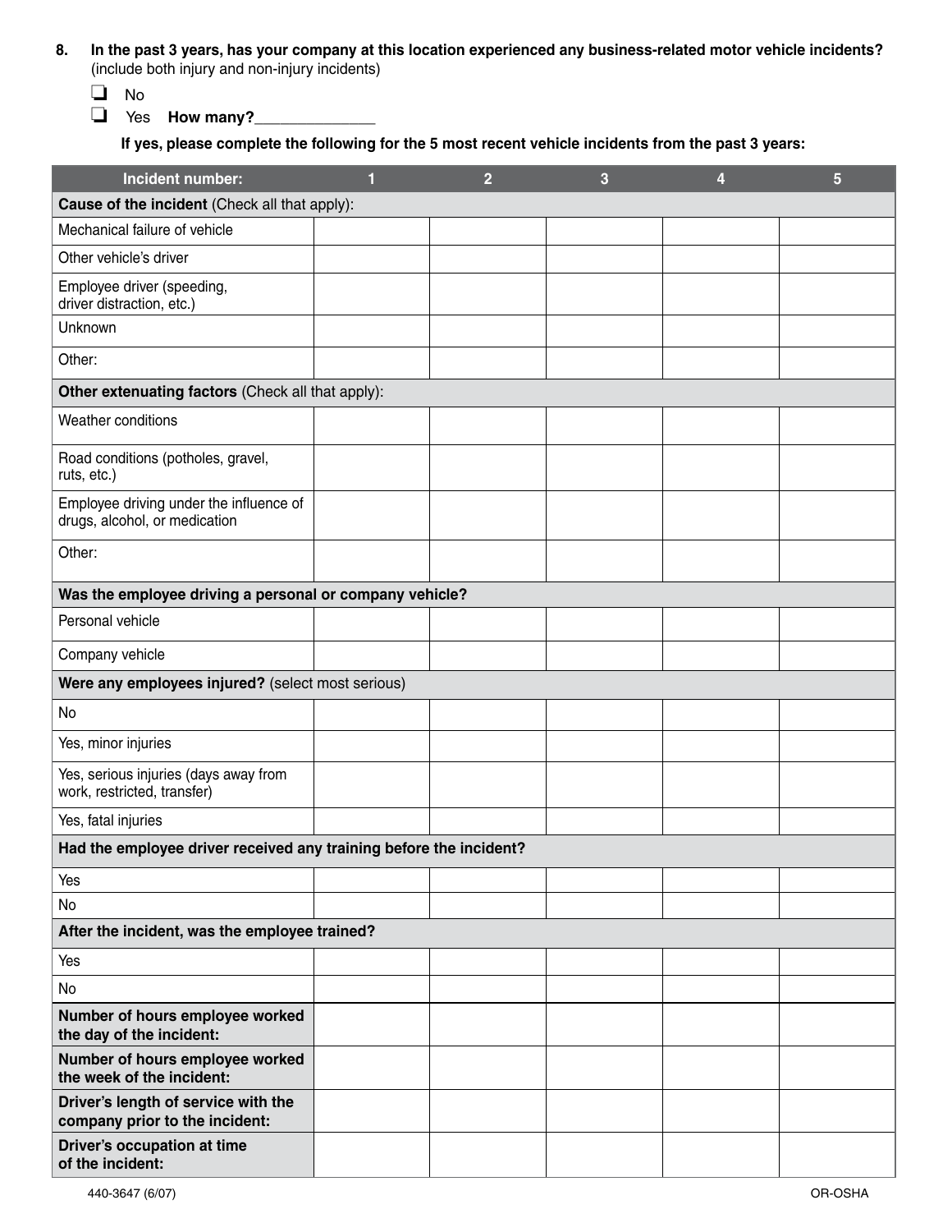**8. In the past 3 years, has your company at this location experienced any business-related motor vehicle incidents?** (include both injury and non-injury incidents)

- ❑ No
- ❑ Yes **How many?**______________

**If yes, please complete the following for the 5 most recent vehicle incidents from the past 3 years:**

| **Incident number:** | **1** | **2** | **3** | **4** | **5** |
|---|---|---|---|---|---|
| **Cause of the incident** (Check all that apply): | | | | | |
| Mechanical failure of vehicle | | | | | |
| Other vehicle's driver | | | | | |
| Employee driver (speeding, driver distraction, etc.) | | | | | |
| Unknown | | | | | |
| Other: | | | | | |
| **Other extenuating factors** (Check all that apply): | | | | | |
| Weather conditions | | | | | |
| Road conditions (potholes, gravel, ruts, etc.) | | | | | |
| Employee driving under the influence of drugs, alcohol, or medication | | | | | |
| Other: | | | | | |
| **Was the employee driving a personal or company vehicle?** | | | | | |
| Personal vehicle | | | | | |
| Company vehicle | | | | | |
| **Were any employees injured?** (select most serious) | | | | | |
| No | | | | | |
| Yes, minor injuries | | | | | |
| Yes, serious injuries (days away from work, restricted, transfer) | | | | | |
| Yes, fatal injuries | | | | | |
| **Had the employee driver received any training before the incident?** | | | | | |
| Yes | | | | | |
| No | | | | | |
| **After the incident, was the employee trained?** | | | | | |
| Yes | | | | | |
| No | | | | | |
| **Number of hours employee worked the day of the incident:** | | | | | |
| **Number of hours employee worked the week of the incident:** | | | | | |
| **Driver's length of service with the company prior to the incident:** | | | | | |
| **Driver's occupation at time of the incident:** | | | | | |

440-3647 (6/07) OR-OSHA